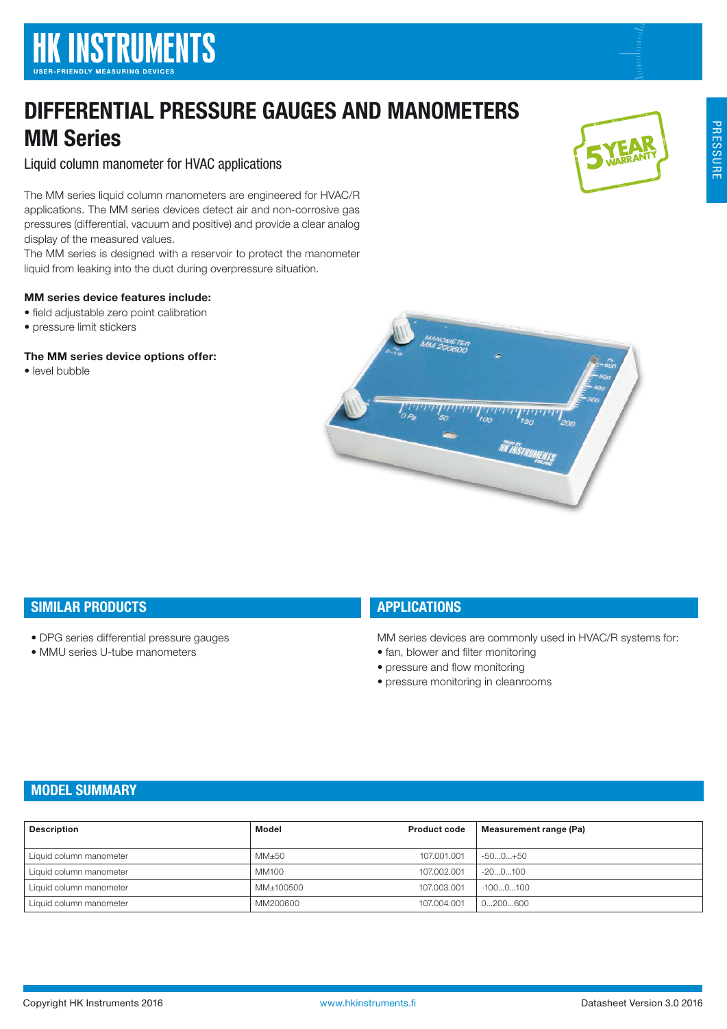# HK INSTRUMENTS

USER-FRIENDLY MEASURING DEVICES

# DIFFERENTIAL PRESSURE GAUGES AND MANOMETERS

## MM Series

Liquid column manometer for HVAC applications

The MM series liquid column manometers are engineered for HVAC/R applications. The MM series devices detect air and non-corrosive gas pressures (differential, vacuum and positive) and provide a clear analog display of the measured values.
The MM series is designed with a reservoir to protect the manometer liquid from leaking into the duct during overpressure situation.

**MM series device features include:**

- field adjustable zero point calibration
- pressure limit stickers

**The MM series device options offer:**

- level bubble

## SIMILAR PRODUCTS

- DPG series differential pressure gauges
- MMU series U-tube manometers

## APPLICATIONS

MM series devices are commonly used in HVAC/R systems for:

- fan, blower and filter monitoring
- pressure and flow monitoring
- pressure monitoring in cleanrooms

## MODEL SUMMARY

| Description | Model | Product code | Measurement range (Pa) |
|---|---|---|---|
| Liquid column manometer | MM±50 | 107.001.001 | -50...0...+50 |
| Liquid column manometer | MM100 | 107.002.001 | -20...0...100 |
| Liquid column manometer | MM±100500 | 107.003.001 | -100...0...100 |
| Liquid column manometer | MM200600 | 107.004.001 | 0...200...600 |

Copyright HK Instruments 2016 www.hkinstruments.fi Datasheet Version 3.0 2016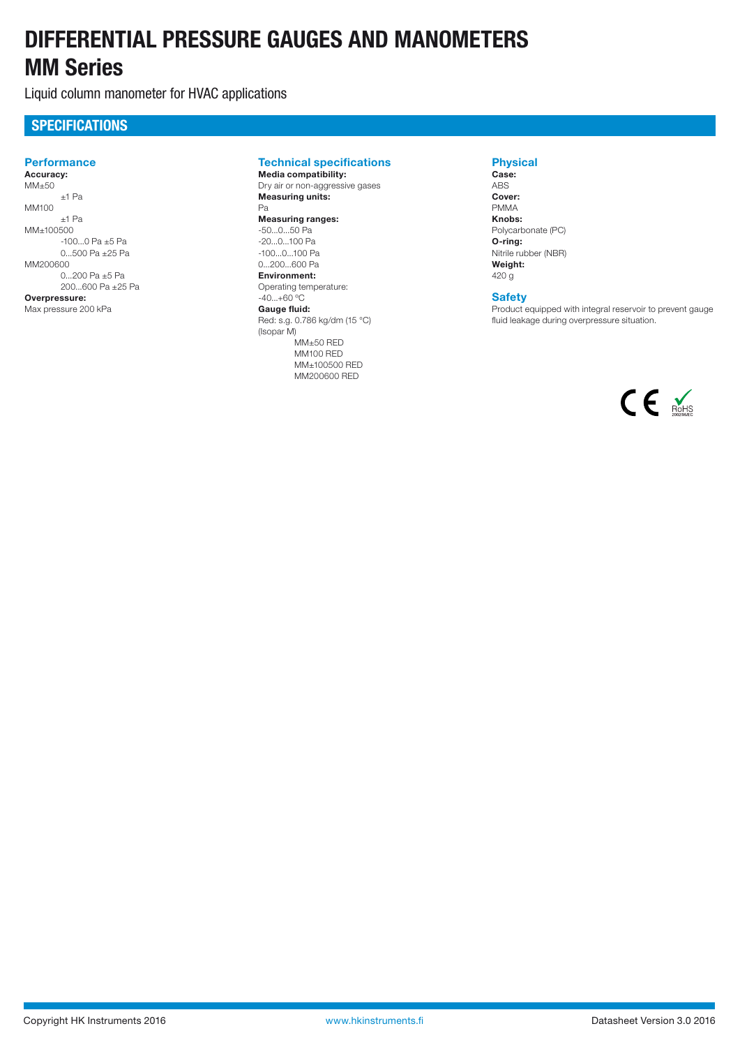# DIFFERENTIAL PRESSURE GAUGES AND MANOMETERS

# MM Series

Liquid column manometer for HVAC applications

## SPECIFICATIONS

### Performance

**Accuracy:**

MM±50
- ±1 Pa

MM100
- ±1 Pa

MM±100500
- -100...0 Pa ±5 Pa
- 0...500 Pa ±25 Pa

MM200600
- 0...200 Pa ±5 Pa
- 200...600 Pa ±25 Pa

**Overpressure:**
Max pressure 200 kPa

### Technical specifications

**Media compatibility:**
Dry air or non-aggressive gases

**Measuring units:**
Pa

**Measuring ranges:**
-50...0...50 Pa
-20...0...100 Pa
-100...0...100 Pa
0...200...600 Pa

**Environment:**
Operating temperature:
-40...+60 °C

**Gauge fluid:**
Red: s.g. 0.786 kg/dm (15 °C)
(Isopar M)
- MM±50 RED
- MM100 RED
- MM±100500 RED
- MM200600 RED

### Physical

**Case:**
ABS

**Cover:**
PMMA

**Knobs:**
Polycarbonate (PC)

**O-ring:**
Nitrile rubber (NBR)

**Weight:**
420 g

### Safety

Product equipped with integral reservoir to prevent gauge fluid leakage during overpressure situation.

CE RoHS 2002/95/EC

Copyright HK Instruments 2016 www.hkinstruments.fi Datasheet Version 3.0 2016